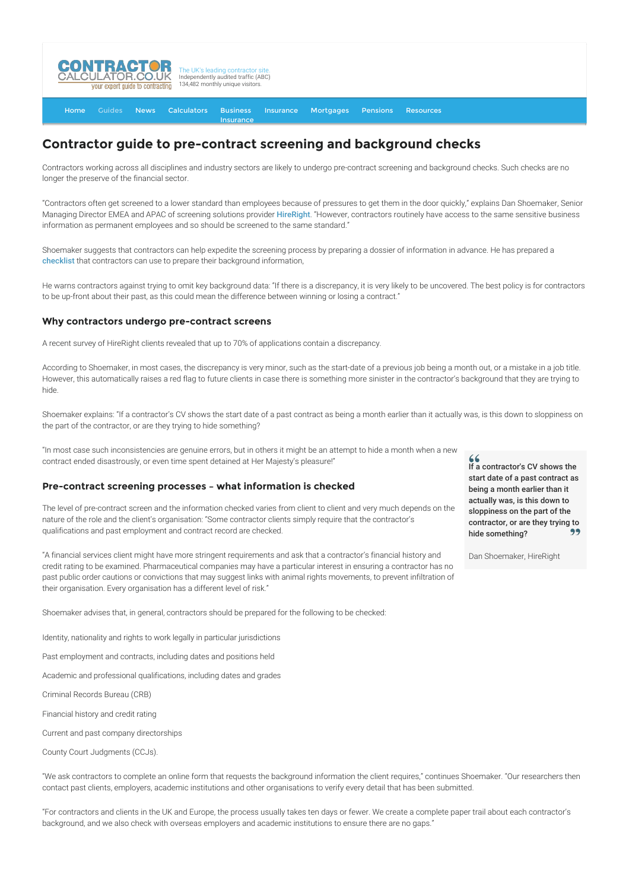# Contractor guide to pre-contract screening and background checks

Contractors working across all disciplines and industry sectors are likely to undergo pre-contract screening and background checks. Such checks are no longer the preserve of the financial sector.

"Contractors often get screened to a lower standard than employees because of pressures to get them in the door quickly," explains Dan Shoemaker, Senior Managing Director EMEA and APAC of screening solutions provider HireRight. "However, contractors routinely have access to the same sensitive business information as permanent employees and so should be screened to the same standard."

Shoemaker suggests that contractors can help expedite the screening process by preparing a dossier of information in advance. He has prepared a checklist that contractors can use to prepare their background information,

He warns contractors against trying to omit key background data: "If there is a discrepancy, it is very likely to be uncovered. The best policy is for contractors to be up-front about their past, as this could mean the difference between winning or losing a contract."

### Why contractors undergo pre-contract screens

A recent survey of HireRight clients revealed that up to 70% of applications contain a discrepancy.

According to Shoemaker, in most cases, the discrepancy is very minor, such as the start-date of a previous job being a month out, or a mistake in a job title. However, this automatically raises a red flag to future clients in case there is something more sinister in the contractor's background that they are trying to hide.

Shoemaker explains: "If a contractor's CV shows the start date of a past contract as being a month earlier than it actually was, is this down to sloppiness on the part of the contractor, or are they trying to hide something?

"In most case such inconsistencies are genuine errors, but in others it might be an attempt to hide a month when a new contract ended disastrously, or even time spent detained at Her Majesty's pleasure!"

> **If a contractor's CV shows the start date of a past contract as being a month earlier than it actually was, is this down to sloppiness on the part of the contractor, or are they trying to hide something?**
>
> Dan Shoemaker, HireRight

### Pre-contract screening processes – what information is checked

The level of pre-contract screen and the information checked varies from client to client and very much depends on the nature of the role and the client's organisation: "Some contractor clients simply require that the contractor's qualifications and past employment and contract record are checked.

"A financial services client might have more stringent requirements and ask that a contractor's financial history and credit rating to be examined. Pharmaceutical companies may have a particular interest in ensuring a contractor has no past public order cautions or convictions that may suggest links with animal rights movements, to prevent infiltration of their organisation. Every organisation has a different level of risk."

Shoemaker advises that, in general, contractors should be prepared for the following to be checked:

Identity, nationality and rights to work legally in particular jurisdictions

Past employment and contracts, including dates and positions held

Academic and professional qualifications, including dates and grades

Criminal Records Bureau (CRB)

Financial history and credit rating

Current and past company directorships

County Court Judgments (CCJs).

"We ask contractors to complete an online form that requests the background information the client requires," continues Shoemaker. "Our researchers then contact past clients, employers, academic institutions and other organisations to verify every detail that has been submitted.

"For contractors and clients in the UK and Europe, the process usually takes ten days or fewer. We create a complete paper trail about each contractor's background, and we also check with overseas employers and academic institutions to ensure there are no gaps."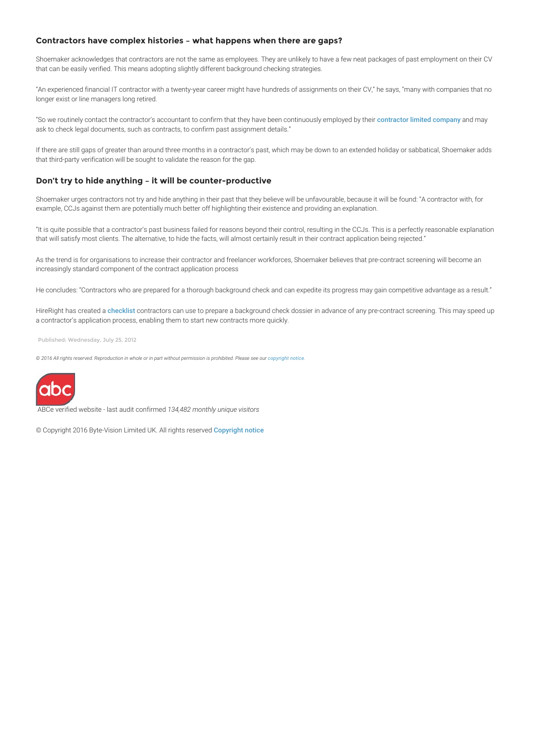## Contractors have complex histories – what happens when there are gaps?

Shoemaker acknowledges that contractors are not the same as employees. They are unlikely to have a few neat packages of past employment on their CV that can be easily verified. This means adopting slightly different background checking strategies.

"An experienced financial IT contractor with a twenty-year career might have hundreds of assignments on their CV," he says, "many with companies that no longer exist or line managers long retired.

"So we routinely contact the contractor's accountant to confirm that they have been continuously employed by their contractor limited company and may ask to check legal documents, such as contracts, to confirm past assignment details."

If there are still gaps of greater than around three months in a contractor's past, which may be down to an extended holiday or sabbatical, Shoemaker adds that third-party verification will be sought to validate the reason for the gap.

## Don't try to hide anything – it will be counter-productive

Shoemaker urges contractors not try and hide anything in their past that they believe will be unfavourable, because it will be found: "A contractor with, for example, CCJs against them are potentially much better off highlighting their existence and providing an explanation.

"It is quite possible that a contractor's past business failed for reasons beyond their control, resulting in the CCJs. This is a perfectly reasonable explanation that will satisfy most clients. The alternative, to hide the facts, will almost certainly result in their contract application being rejected."

As the trend is for organisations to increase their contractor and freelancer workforces, Shoemaker believes that pre-contract screening will become an increasingly standard component of the contract application process

He concludes: "Contractors who are prepared for a thorough background check and can expedite its progress may gain competitive advantage as a result."

HireRight has created a checklist contractors can use to prepare a background check dossier in advance of any pre-contract screening. This may speed up a contractor's application process, enabling them to start new contracts more quickly.

Published: Wednesday, July 25, 2012

*© 2016 All rights reserved. Reproduction in whole or in part without permission is prohibited. Please see our copyright notice.*

abc

ABCe verified website - last audit confirmed *134,482 monthly unique visitors*

© Copyright 2016 Byte-Vision Limited UK. All rights reserved Copyright notice